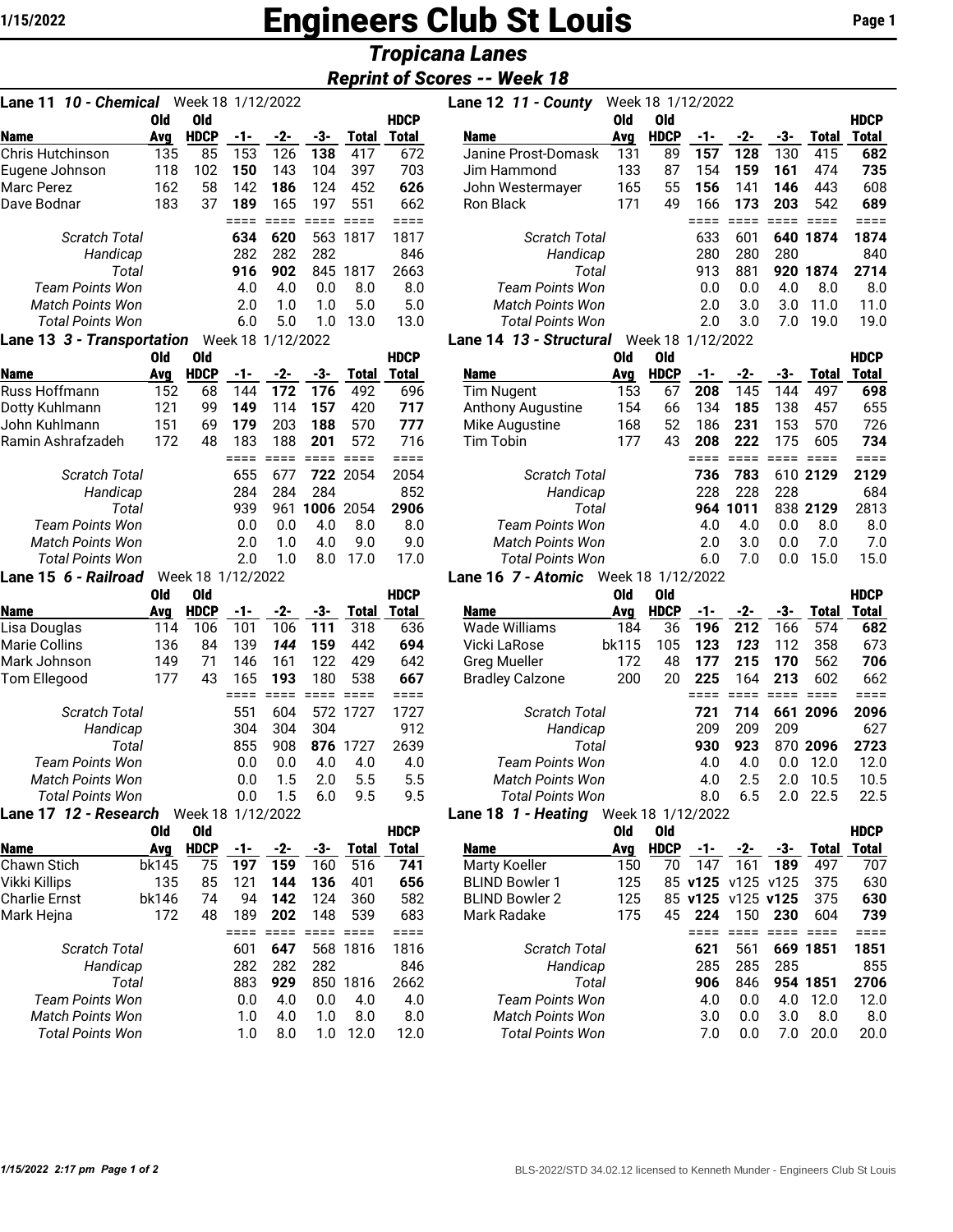# Engineers Club St Louis

## Tropicana Lanes

### Reprint of Scores -- Week 18

1/15/2022

### Lane 11 *10 - Chemical* Week 18 1/12/2022

| Name | Old Avg | Old HDCP | -1- | -2- | -3- | Total | HDCP Total |
|---|---|---|---|---|---|---|---|
| Chris Hutchinson | 135 | 85 | 153 | 126 | **138** | 417 | 672 |
| Eugene Johnson | 118 | 102 | **150** | 143 | 104 | 397 | 703 |
| Marc Perez | 162 | 58 | 142 | **186** | 124 | 452 | **626** |
| Dave Bodnar | 183 | 37 | **189** | 165 | 197 | 551 | 662 |
| *Scratch Total* | | | **634** | **620** | 563 | 1817 | 1817 |
| *Handicap* | | | 282 | 282 | 282 | | 846 |
| *Total* | | | **916** | **902** | 845 | 1817 | 2663 |
| *Team Points Won* | | | 4.0 | 4.0 | 0.0 | 8.0 | 8.0 |
| *Match Points Won* | | | 2.0 | 1.0 | 1.0 | 5.0 | 5.0 |
| *Total Points Won* | | | 6.0 | 5.0 | 1.0 | 13.0 | 13.0 |

### Lane 12 *11 - County* Week 18 1/12/2022

| Name | Old Avg | Old HDCP | -1- | -2- | -3- | Total | HDCP Total |
|---|---|---|---|---|---|---|---|
| Janine Prost-Domask | 131 | 89 | **157** | **128** | 130 | 415 | **682** |
| Jim Hammond | 133 | 87 | 154 | **159** | **161** | 474 | **735** |
| John Westermayer | 165 | 55 | **156** | 141 | **146** | 443 | 608 |
| Ron Black | 171 | 49 | 166 | **173** | **203** | 542 | **689** |
| *Scratch Total* | | | 633 | 601 | **640** | **1874** | **1874** |
| *Handicap* | | | 280 | 280 | 280 | | 840 |
| *Total* | | | 913 | 881 | **920** | **1874** | **2714** |
| *Team Points Won* | | | 0.0 | 0.0 | 4.0 | 8.0 | 8.0 |
| *Match Points Won* | | | 2.0 | 3.0 | 3.0 | 11.0 | 11.0 |
| *Total Points Won* | | | 2.0 | 3.0 | 7.0 | 19.0 | 19.0 |

### Lane 13 *3 - Transportation* Week 18 1/12/2022

| Name | Old Avg | Old HDCP | -1- | -2- | -3- | Total | HDCP Total |
|---|---|---|---|---|---|---|---|
| Russ Hoffmann | 152 | 68 | 144 | **172** | **176** | 492 | 696 |
| Dotty Kuhlmann | 121 | 99 | **149** | 114 | **157** | 420 | **717** |
| John Kuhlmann | 151 | 69 | **179** | 203 | **188** | 570 | **777** |
| Ramin Ashrafzadeh | 172 | 48 | 183 | 188 | **201** | 572 | 716 |
| *Scratch Total* | | | 655 | 677 | **722** | 2054 | 2054 |
| *Handicap* | | | 284 | 284 | 284 | | 852 |
| *Total* | | | 939 | 961 | **1006** | 2054 | **2906** |
| *Team Points Won* | | | 0.0 | 0.0 | 4.0 | 8.0 | 8.0 |
| *Match Points Won* | | | 2.0 | 1.0 | 4.0 | 9.0 | 9.0 |
| *Total Points Won* | | | 2.0 | 1.0 | 8.0 | 17.0 | 17.0 |

### Lane 14 *13 - Structural* Week 18 1/12/2022

| Name | Old Avg | Old HDCP | -1- | -2- | -3- | Total | HDCP Total |
|---|---|---|---|---|---|---|---|
| Tim Nugent | 153 | 67 | **208** | 145 | 144 | 497 | **698** |
| Anthony Augustine | 154 | 66 | 134 | **185** | 138 | 457 | 655 |
| Mike Augustine | 168 | 52 | 186 | **231** | 153 | 570 | 726 |
| Tim Tobin | 177 | 43 | **208** | **222** | 175 | 605 | **734** |
| *Scratch Total* | | | **736** | **783** | 610 | **2129** | **2129** |
| *Handicap* | | | 228 | 228 | 228 | | 684 |
| *Total* | | | **964** | **1011** | 838 | **2129** | 2813 |
| *Team Points Won* | | | 4.0 | 4.0 | 0.0 | 8.0 | 8.0 |
| *Match Points Won* | | | 2.0 | 3.0 | 0.0 | 7.0 | 7.0 |
| *Total Points Won* | | | 6.0 | 7.0 | 0.0 | 15.0 | 15.0 |

### Lane 15 *6 - Railroad* Week 18 1/12/2022

| Name | Old Avg | Old HDCP | -1- | -2- | -3- | Total | HDCP Total |
|---|---|---|---|---|---|---|---|
| Lisa Douglas | 114 | 106 | 101 | 106 | **111** | 318 | 636 |
| Marie Collins | 136 | 84 | 139 | ***144*** | 159 | 442 | **694** |
| Mark Johnson | 149 | 71 | 146 | 161 | 122 | 429 | 642 |
| Tom Ellegood | 177 | 43 | 165 | **193** | 180 | 538 | **667** |
| *Scratch Total* | | | 551 | 604 | 572 | 1727 | 1727 |
| *Handicap* | | | 304 | 304 | 304 | | 912 |
| *Total* | | | 855 | 908 | **876** | 1727 | 2639 |
| *Team Points Won* | | | 0.0 | 0.0 | 4.0 | 4.0 | 4.0 |
| *Match Points Won* | | | 0.0 | 1.5 | 2.0 | 5.5 | 5.5 |
| *Total Points Won* | | | 0.0 | 1.5 | 6.0 | 9.5 | 9.5 |

### Lane 16 *7 - Atomic* Week 18 1/12/2022

| Name | Old Avg | Old HDCP | -1- | -2- | -3- | Total | HDCP Total |
|---|---|---|---|---|---|---|---|
| Wade Williams | 184 | 36 | **196** | **212** | 166 | 574 | **682** |
| Vicki LaRose | bk115 | 105 | **123** | ***123*** | 112 | 358 | 673 |
| Greg Mueller | 172 | 48 | **177** | **215** | **170** | 562 | **706** |
| Bradley Calzone | 200 | 20 | **225** | 164 | **213** | 602 | 662 |
| *Scratch Total* | | | **721** | **714** | **661** | **2096** | **2096** |
| *Handicap* | | | 209 | 209 | 209 | | 627 |
| *Total* | | | **930** | **923** | 870 | **2096** | **2723** |
| *Team Points Won* | | | 4.0 | 4.0 | 0.0 | 12.0 | 12.0 |
| *Match Points Won* | | | 4.0 | 2.5 | 2.0 | 10.5 | 10.5 |
| *Total Points Won* | | | 8.0 | 6.5 | 2.0 | 22.5 | 22.5 |

### Lane 17 *12 - Research* Week 18 1/12/2022

| Name | Old Avg | Old HDCP | -1- | -2- | -3- | Total | HDCP Total |
|---|---|---|---|---|---|---|---|
| Chawn Stich | bk145 | 75 | **197** | **159** | 160 | 516 | **741** |
| Vikki Killips | 135 | 85 | 121 | **144** | **136** | 401 | **656** |
| Charlie Ernst | bk146 | 74 | 94 | **142** | 124 | 360 | 582 |
| Mark Hejna | 172 | 48 | 189 | **202** | 148 | 539 | 683 |
| *Scratch Total* | | | 601 | **647** | 568 | 1816 | 1816 |
| *Handicap* | | | 282 | 282 | 282 | | 846 |
| *Total* | | | 883 | **929** | 850 | 1816 | 2662 |
| *Team Points Won* | | | 0.0 | 4.0 | 0.0 | 4.0 | 4.0 |
| *Match Points Won* | | | 1.0 | 4.0 | 1.0 | 8.0 | 8.0 |
| *Total Points Won* | | | 1.0 | 8.0 | 1.0 | 12.0 | 12.0 |

### Lane 18 *1 - Heating* Week 18 1/12/2022

| Name | Old Avg | Old HDCP | -1- | -2- | -3- | Total | HDCP Total |
|---|---|---|---|---|---|---|---|
| Marty Koeller | 150 | 70 | 147 | 161 | **189** | 497 | 707 |
| BLIND Bowler 1 | 125 | 85 | **v125** | v125 | v125 | 375 | 630 |
| BLIND Bowler 2 | 125 | 85 | **v125** | v125 | **v125** | 375 | **630** |
| Mark Radake | 175 | 45 | **224** | 150 | **230** | 604 | **739** |
| *Scratch Total* | | | **621** | 561 | **669** | **1851** | **1851** |
| *Handicap* | | | 285 | 285 | 285 | | 855 |
| *Total* | | | **906** | 846 | **954** | **1851** | **2706** |
| *Team Points Won* | | | 4.0 | 0.0 | 4.0 | 12.0 | 12.0 |
| *Match Points Won* | | | 3.0 | 0.0 | 3.0 | 8.0 | 8.0 |
| *Total Points Won* | | | 7.0 | 0.0 | 7.0 | 20.0 | 20.0 |

*1/15/2022 2:17 pm*

BLS-2022/STD 34.02.12 licensed to Kenneth Munder - Engineers Club St Louis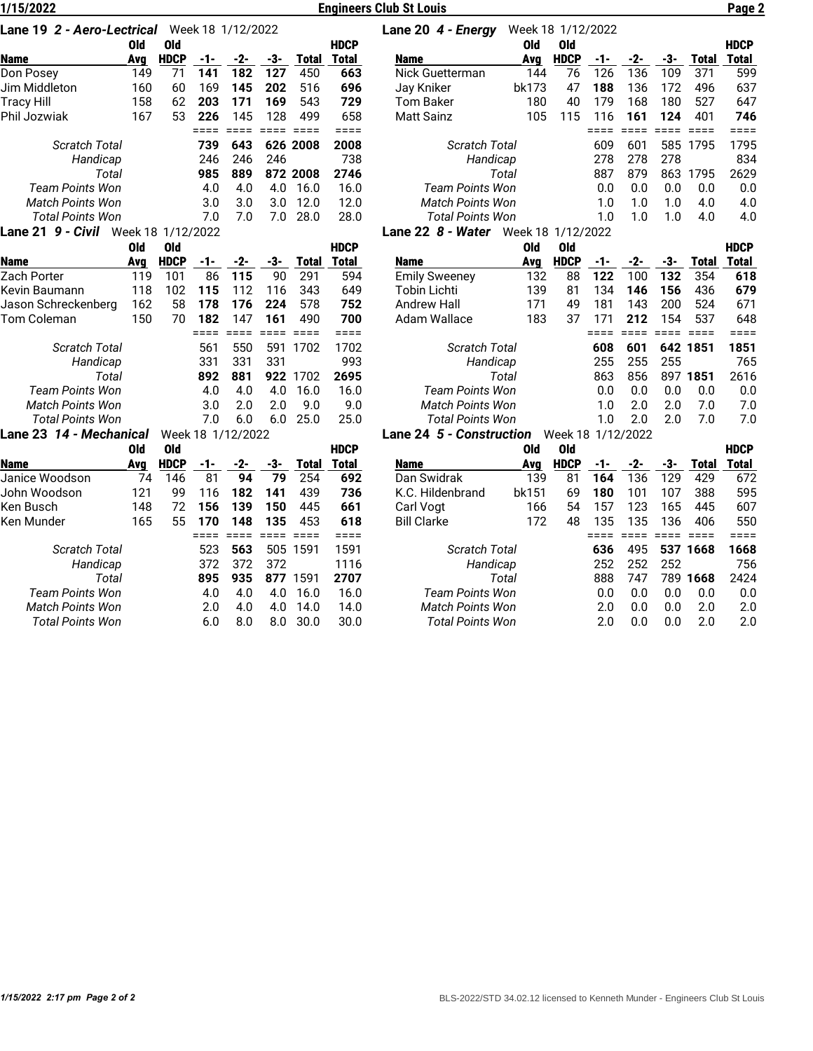## Lane 19 *2 - Aero-Lectrical* Week 18 1/12/2022

| Name | Old Avg | Old HDCP | -1- | -2- | -3- | Total | HDCP Total |
|---|---|---|---|---|---|---|---|
| Don Posey | 149 | 71 | **141** | **182** | 127 | 450 | **663** |
| Jim Middleton | 160 | 60 | 169 | 145 | **202** | 516 | **696** |
| Tracy Hill | 158 | 62 | **203** | **171** | **169** | 543 | **729** |
| Phil Jozwiak | 167 | 53 | **226** | 145 | 128 | 499 | 658 |
| | | | ==== | ==== | ==== | ==== | ==== |
| *Scratch Total* | | | **739** | **643** | 626 | **2008** | 2008 |
| *Handicap* | | | 246 | 246 | 246 | | 738 |
| *Total* | | | **985** | **889** | 872 | **2008** | **2746** |
| *Team Points Won* | | | 4.0 | 4.0 | 4.0 | 16.0 | 16.0 |
| *Match Points Won* | | | 3.0 | 3.0 | 3.0 | 12.0 | 12.0 |
| *Total Points Won* | | | 7.0 | 7.0 | 7.0 | 28.0 | 28.0 |

## Lane 20 *4 - Energy* Week 18 1/12/2022

| Name | Old Avg | Old HDCP | -1- | -2- | -3- | Total | HDCP Total |
|---|---|---|---|---|---|---|---|
| Nick Guetterman | 144 | 76 | 126 | 136 | 109 | 371 | 599 |
| Jay Kniker | bk173 | 47 | **188** | 136 | 172 | 496 | 637 |
| Tom Baker | 180 | 40 | 179 | 168 | 180 | 527 | 647 |
| Matt Sainz | 105 | 115 | 116 | **161** | **124** | 401 | **746** |
| | | | ==== | ==== | ==== | ==== | ==== |
| *Scratch Total* | | | 609 | 601 | 585 | 1795 | 1795 |
| *Handicap* | | | 278 | 278 | 278 | | 834 |
| *Total* | | | 887 | 879 | 863 | 1795 | 2629 |
| *Team Points Won* | | | 0.0 | 0.0 | 0.0 | 0.0 | 0.0 |
| *Match Points Won* | | | 1.0 | 1.0 | 1.0 | 4.0 | 4.0 |
| *Total Points Won* | | | 1.0 | 1.0 | 1.0 | 4.0 | 4.0 |

## Lane 21 *9 - Civil* Week 18 1/12/2022

| Name | Old Avg | Old HDCP | -1- | -2- | -3- | Total | HDCP Total |
|---|---|---|---|---|---|---|---|
| Zach Porter | 119 | 101 | 86 | **115** | 90 | 291 | 594 |
| Kevin Baumann | 118 | 102 | **115** | 112 | 116 | 343 | 649 |
| Jason Schreckenberg | 162 | 58 | **178** | **176** | **224** | 578 | **752** |
| Tom Coleman | 150 | 70 | **182** | 147 | **161** | 490 | **700** |
| | | | ==== | ==== | ==== | ==== | ==== |
| *Scratch Total* | | | 561 | 550 | 591 | 1702 | 1702 |
| *Handicap* | | | 331 | 331 | 331 | | 993 |
| *Total* | | | **892** | **881** | **922** | 1702 | **2695** |
| *Team Points Won* | | | 4.0 | 4.0 | 4.0 | 16.0 | 16.0 |
| *Match Points Won* | | | 3.0 | 2.0 | 2.0 | 9.0 | 9.0 |
| *Total Points Won* | | | 7.0 | 6.0 | 6.0 | 25.0 | 25.0 |

## Lane 22 *8 - Water* Week 18 1/12/2022

| Name | Old Avg | Old HDCP | -1- | -2- | -3- | Total | HDCP Total |
|---|---|---|---|---|---|---|---|
| Emily Sweeney | 132 | 88 | **122** | 100 | **132** | 354 | **618** |
| Tobin Lichti | 139 | 81 | 134 | **146** | **156** | 436 | **679** |
| Andrew Hall | 171 | 49 | 181 | 143 | 200 | 524 | 671 |
| Adam Wallace | 183 | 37 | 171 | **212** | 154 | 537 | 648 |
| | | | ==== | ==== | ==== | ==== | ==== |
| *Scratch Total* | | | **608** | **601** | **642** | **1851** | **1851** |
| *Handicap* | | | 255 | 255 | 255 | | 765 |
| *Total* | | | 863 | 856 | 897 | **1851** | 2616 |
| *Team Points Won* | | | 0.0 | 0.0 | 0.0 | 0.0 | 0.0 |
| *Match Points Won* | | | 1.0 | 2.0 | 2.0 | 7.0 | 7.0 |
| *Total Points Won* | | | 1.0 | 2.0 | 2.0 | 7.0 | 7.0 |

## Lane 23 *14 - Mechanical* Week 18 1/12/2022

| Name | Old Avg | Old HDCP | -1- | -2- | -3- | Total | HDCP Total |
|---|---|---|---|---|---|---|---|
| Janice Woodson | 74 | 146 | 81 | **94** | **79** | 254 | **692** |
| John Woodson | 121 | 99 | 116 | **182** | **141** | 439 | **736** |
| Ken Busch | 148 | 72 | **156** | 139 | **150** | 445 | **661** |
| Ken Munder | 165 | 55 | **170** | 148 | 135 | 453 | **618** |
| | | | ==== | ==== | ==== | ==== | ==== |
| *Scratch Total* | | | 523 | **563** | 505 | 1591 | 1591 |
| *Handicap* | | | 372 | 372 | 372 | | 1116 |
| *Total* | | | **895** | **935** | **877** | 1591 | **2707** |
| *Team Points Won* | | | 4.0 | 4.0 | 4.0 | 16.0 | 16.0 |
| *Match Points Won* | | | 2.0 | 4.0 | 4.0 | 14.0 | 14.0 |
| *Total Points Won* | | | 6.0 | 8.0 | 8.0 | 30.0 | 30.0 |

## Lane 24 *5 - Construction* Week 18 1/12/2022

| Name | Old Avg | Old HDCP | -1- | -2- | -3- | Total | HDCP Total |
|---|---|---|---|---|---|---|---|
| Dan Swidrak | 139 | 81 | **164** | 136 | 129 | 429 | 672 |
| K.C. Hildenbrand | bk151 | 69 | **180** | 101 | 107 | 388 | 595 |
| Carl Vogt | 166 | 54 | 157 | 123 | 165 | 445 | 607 |
| Bill Clarke | 172 | 48 | 135 | 135 | 136 | 406 | 550 |
| | | | ==== | ==== | ==== | ==== | ==== |
| *Scratch Total* | | | **636** | 495 | **537** | **1668** | **1668** |
| *Handicap* | | | 252 | 252 | 252 | | 756 |
| *Total* | | | 888 | 747 | 789 | **1668** | 2424 |
| *Team Points Won* | | | 0.0 | 0.0 | 0.0 | 0.0 | 0.0 |
| *Match Points Won* | | | 2.0 | 0.0 | 0.0 | 2.0 | 2.0 |
| *Total Points Won* | | | 2.0 | 0.0 | 0.0 | 2.0 | 2.0 |

BLS-2022/STD 34.02.12 licensed to Kenneth Munder - Engineers Club St Louis